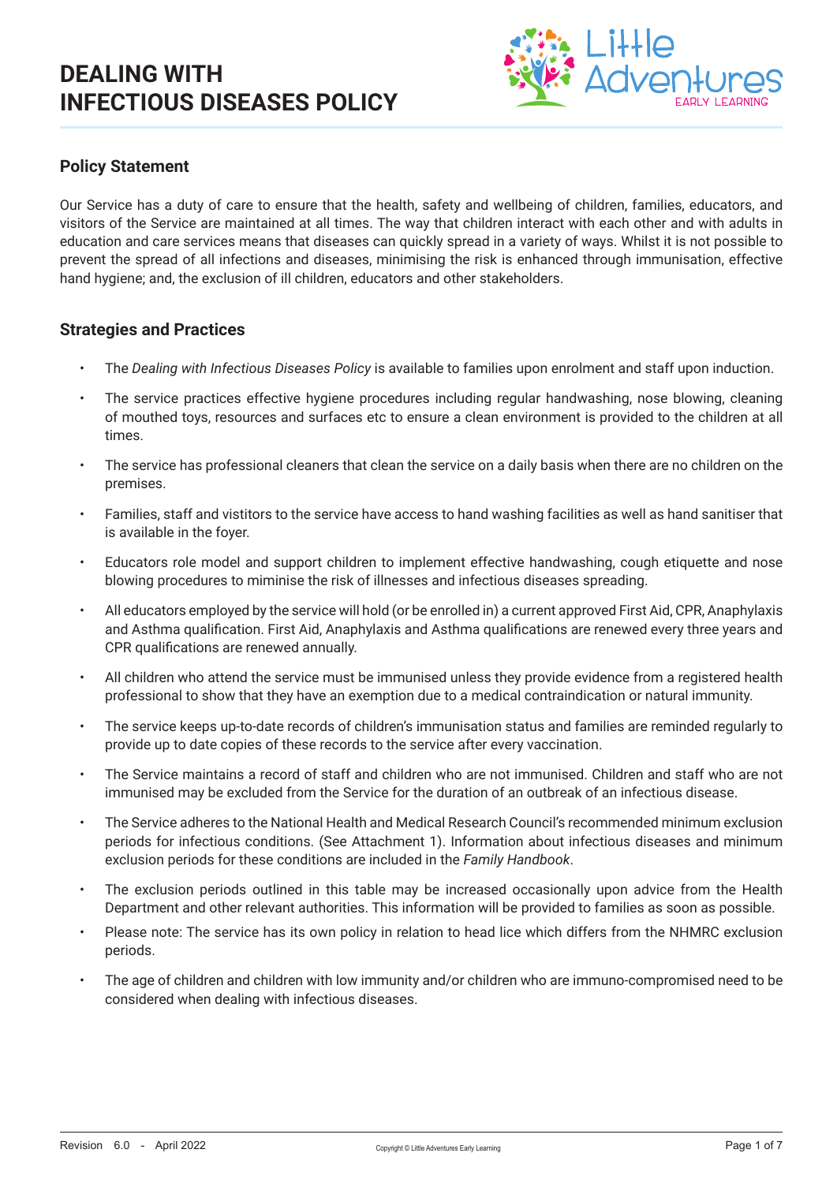// Title
# DEALING WITH INFECTIOUS DISEASES POLICY

## Policy Statement

Our Service has a duty of care to ensure that the health, safety and wellbeing of children, families, educators, and visitors of the Service are maintained at all times. The way that children interact with each other and with adults in education and care services means that diseases can quickly spread in a variety of ways. Whilst it is not possible to prevent the spread of all infections and diseases, minimising the risk is enhanced through immunisation, effective hand hygiene; and, the exclusion of ill children, educators and other stakeholders.

## Strategies and Practices

- The *Dealing with Infectious Diseases Policy* is available to families upon enrolment and staff upon induction.
- The service practices effective hygiene procedures including regular handwashing, nose blowing, cleaning of mouthed toys, resources and surfaces etc to ensure a clean environment is provided to the children at all times.
- The service has professional cleaners that clean the service on a daily basis when there are no children on the premises.
- Families, staff and vistitors to the service have access to hand washing facilities as well as hand sanitiser that is available in the foyer.
- Educators role model and support children to implement effective handwashing, cough etiquette and nose blowing procedures to miminise the risk of illnesses and infectious diseases spreading.
- All educators employed by the service will hold (or be enrolled in) a current approved First Aid, CPR, Anaphylaxis and Asthma qualification. First Aid, Anaphylaxis and Asthma qualifications are renewed every three years and CPR qualifications are renewed annually.
- All children who attend the service must be immunised unless they provide evidence from a registered health professional to show that they have an exemption due to a medical contraindication or natural immunity.
- The service keeps up-to-date records of children's immunisation status and families are reminded regularly to provide up to date copies of these records to the service after every vaccination.
- The Service maintains a record of staff and children who are not immunised. Children and staff who are not immunised may be excluded from the Service for the duration of an outbreak of an infectious disease.
- The Service adheres to the National Health and Medical Research Council's recommended minimum exclusion periods for infectious conditions. (See Attachment 1). Information about infectious diseases and minimum exclusion periods for these conditions are included in the *Family Handbook*.
- The exclusion periods outlined in this table may be increased occasionally upon advice from the Health Department and other relevant authorities. This information will be provided to families as soon as possible.
- Please note: The service has its own policy in relation to head lice which differs from the NHMRC exclusion periods.
- The age of children and children with low immunity and/or children who are immuno-compromised need to be considered when dealing with infectious diseases.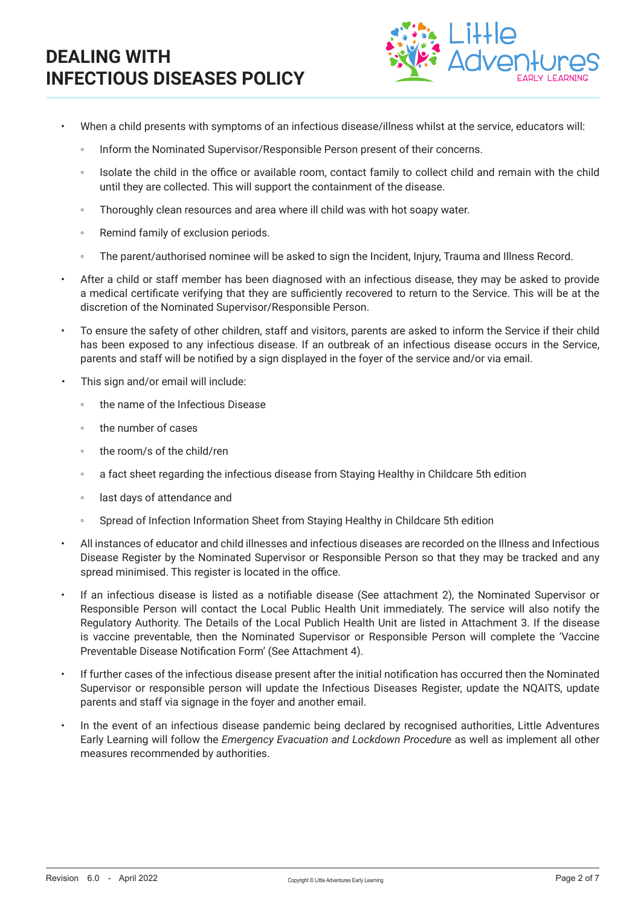- When a child presents with symptoms of an infectious disease/illness whilst at the service, educators will:
    - Inform the Nominated Supervisor/Responsible Person present of their concerns.
    - Isolate the child in the office or available room, contact family to collect child and remain with the child until they are collected. This will support the containment of the disease.
    - Thoroughly clean resources and area where ill child was with hot soapy water.
    - Remind family of exclusion periods.
    - The parent/authorised nominee will be asked to sign the Incident, Injury, Trauma and Illness Record.
- After a child or staff member has been diagnosed with an infectious disease, they may be asked to provide a medical certificate verifying that they are sufficiently recovered to return to the Service. This will be at the discretion of the Nominated Supervisor/Responsible Person.
- To ensure the safety of other children, staff and visitors, parents are asked to inform the Service if their child has been exposed to any infectious disease. If an outbreak of an infectious disease occurs in the Service, parents and staff will be notified by a sign displayed in the foyer of the service and/or via email.
- This sign and/or email will include:
    - the name of the Infectious Disease
    - the number of cases
    - the room/s of the child/ren
    - a fact sheet regarding the infectious disease from Staying Healthy in Childcare 5th edition
    - last days of attendance and
    - Spread of Infection Information Sheet from Staying Healthy in Childcare 5th edition
- All instances of educator and child illnesses and infectious diseases are recorded on the Illness and Infectious Disease Register by the Nominated Supervisor or Responsible Person so that they may be tracked and any spread minimised. This register is located in the office.
- If an infectious disease is listed as a notifiable disease (See attachment 2), the Nominated Supervisor or Responsible Person will contact the Local Public Health Unit immediately. The service will also notify the Regulatory Authority. The Details of the Local Publich Health Unit are listed in Attachment 3. If the disease is vaccine preventable, then the Nominated Supervisor or Responsible Person will complete the 'Vaccine Preventable Disease Notification Form' (See Attachment 4).
- If further cases of the infectious disease present after the initial notification has occurred then the Nominated Supervisor or responsible person will update the Infectious Diseases Register, update the NQAITS, update parents and staff via signage in the foyer and another email.
- In the event of an infectious disease pandemic being declared by recognised authorities, Little Adventures Early Learning will follow the *Emergency Evacuation and Lockdown Procedure* as well as implement all other measures recommended by authorities.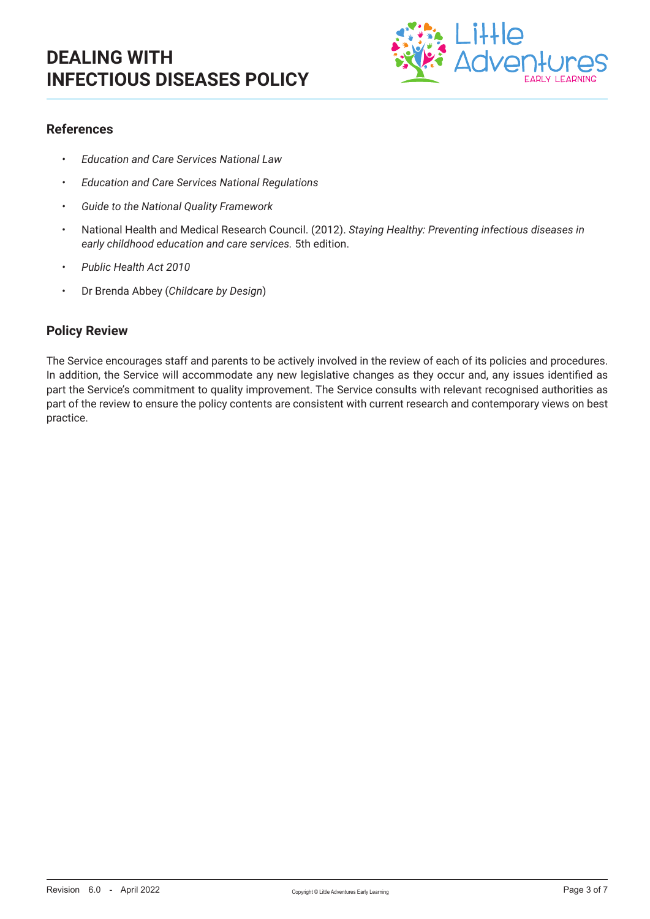## References

- *Education and Care Services National Law*
- *Education and Care Services National Regulations*
- *Guide to the National Quality Framework*
- National Health and Medical Research Council. (2012). *Staying Healthy: Preventing infectious diseases in early childhood education and care services.* 5th edition.
- *Public Health Act 2010*
- Dr Brenda Abbey (*Childcare by Design*)

## Policy Review

The Service encourages staff and parents to be actively involved in the review of each of its policies and procedures. In addition, the Service will accommodate any new legislative changes as they occur and, any issues identified as part the Service's commitment to quality improvement. The Service consults with relevant recognised authorities as part of the review to ensure the policy contents are consistent with current research and contemporary views on best practice.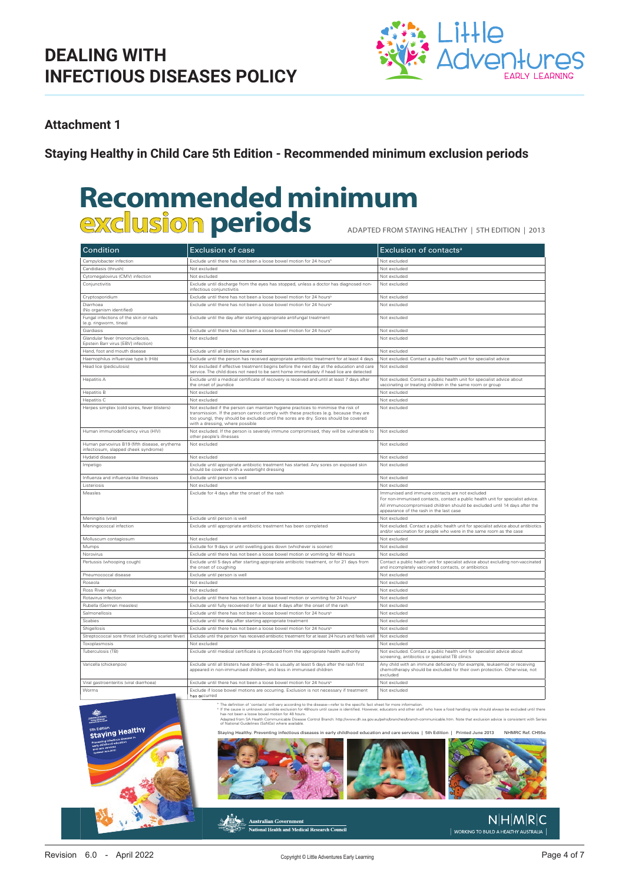# DEALING WITH INFECTIOUS DISEASES POLICY

## Attachment 1

## Staying Healthy in Child Care 5th Edition - Recommended minimum exclusion periods

# Recommended minimum exclusion periods

ADAPTED FROM STAYING HEALTHY | 5TH EDITION | 2013

| Condition | Exclusion of case | Exclusion of contacts[a] |
|---|---|---|
| Campylobacter infection | Exclude until there has not been a loose bowel motion for 24 hours[b] | Not excluded |
| Candidiasis (thrush) | Not excluded | Not excluded |
| Cytomegalovirus (CMV) infection | Not excluded | Not excluded |
| Conjunctivitis | Exclude until discharge from the eyes has stopped, unless a doctor has diagnosed non-infectious conjunctivitis | Not excluded |
| Cryptosporidium | Exclude until there has not been a loose bowel motion for 24 hours[b] | Not excluded |
| Diarrhoea (No organism identified) | Exclude until there has not been a loose bowel motion for 24 hours[b] | Not excluded |
| Fungal infections of the skin or nails (e.g. ringworm, tinea) | Exclude until the day after starting appropriate antifungal treatment | Not excluded |
| Giardiasis | Exclude until there has not been a loose bowel motion for 24 hours[b] | Not excluded |
| Glandular fever (mononucleosis, Epstein Barr virus [EBV] infection) | Not excluded | Not excluded |
| Hand, foot and mouth disease | Exclude until all blisters have dried | Not excluded |
| Haemophilus influenzae type b (Hib) | Exclude until the person has received appropriate antibiotic treatment for at least 4 days | Not excluded. Contact a public health unit for specialist advice |
| Head lice (pediculosis) | Not excluded if effective treatment begins before the next day at the education and care service. The child does not need to be sent home immediately if head lice are detected | Not excluded |
| Hepatitis A | Exclude until a medical certificate of recovery is received and until at least 7 days after the onset of jaundice | Not excluded. Contact a public health unit for specialist advice about vaccinating or treating children in the same room or group |
| Hepatitis B | Not excluded | Not excluded |
| Hepatitis C | Not excluded | Not excluded |
| Herpes simplex (cold sores, fever blisters) | Not excluded if the person can maintain hygiene practices to minimise the risk of transmission. If the person cannot comply with these practices (e.g. because they are too young), they should be excluded until the sores are dry. Sores should be covered with a dressing, where possible | Not excluded |
| Human immunodeficiency virus (HIV) | Not excluded. If the person is severely immune compromised, they will be vulnerable to other people's illnesses | Not excluded |
| Human parvovirus B19 (fifth disease, erythema infectiosum, slapped cheek syndrome) | Not excluded | Not excluded |
| Hydatid disease | Not excluded | Not excluded |
| Impetigo | Exclude until appropriate antibiotic treatment has started. Any sores on exposed skin should be covered with a watertight dressing | Not excluded |
| Influenza and influenza-like illnesses | Exclude until person is well | Not excluded |
| Listeriosis | Not excluded | Not excluded |
| Measles | Exclude for 4 days after the onset of the rash | Immunised and immune contacts are not excluded. For non-immunised contacts, contact a public health unit for specialist advice. All immunocompromised children should be excluded until 14 days after the appearance of the rash in the last case |
| Meningitis (viral) | Exclude until person is well | Not excluded |
| Meningococcal infection | Exclude until appropriate antibiotic treatment has been completed | Not excluded. Contact a public health unit for specialist advice about antibiotics and/or vaccination for people who were in the same room as the case |
| Molluscum contagiosum | Not excluded | Not excluded |
| Mumps | Exclude for 9 days or until swelling goes down (whichever is sooner) | Not excluded |
| Norovirus | Exclude until there has not been a loose bowel motion or vomiting for 48 hours | Not excluded |
| Pertussis (whooping cough) | Exclude until 5 days after starting appropriate antibiotic treatment, or for 21 days from the onset of coughing | Contact a public health unit for specialist advice about excluding non-vaccinated and incompletely vaccinated contacts, or antibiotics |
| Pneumococcal disease | Exclude until person is well | Not excluded |
| Roseola | Not excluded | Not excluded |
| Ross River virus | Not excluded | Not excluded |
| Rotavirus infection | Exclude until there has not been a loose bowel motion or vomiting for 24 hours[b] | Not excluded |
| Rubella (German measles) | Exclude until fully recovered or for at least 4 days after the onset of the rash | Not excluded |
| Salmonellosis | Exclude until there has not been a loose bowel motion for 24 hours[b] | Not excluded |
| Scabies | Exclude until the day after starting appropriate treatment | Not excluded |
| Shigellosis | Exclude until there has not been a loose bowel motion for 24 hours[b] | Not excluded |
| Streptococcal sore throat (including scarlet fever) | Exclude until the person has received antibiotic treatment for at least 24 hours and feels well | Not excluded |
| Toxoplasmosis | Not excluded | Not excluded |
| Tuberculosis (TB) | Exclude until medical certificate is produced from the appropriate health authority | Not excluded. Contact a public health unit for specialist advice about screening, antibiotics or specialist TB clinics |
| Varicella (chickenpox) | Exclude until all blisters have dried—this is usually at least 5 days after the rash first appeared in non-immunised children, and less in immunised children | Any child with an immune deficiency (for example, leukaemia) or receiving chemotherapy should be excluded for their own protection. Otherwise, not excluded |
| Viral gastroenteritis (viral diarrhoea) | Exclude until there has not been a loose bowel motion for 24 hours[b] | Not excluded |
| Worms | Exclude if loose bowel motions are occurring. Exclusion is not necessary if treatment has occurred | Not excluded |

[a] The definition of 'contacts' will vary according to the disease—refer to the specific fact sheet for more information.
[b] If the cause is unknown, possible exclusion for 48hours until cause is identified. However, educators and other staff who have a food handling role should always be excluded until there has not been a loose bowel motion for 48 hours.
Adapted from SA Health Communicable Disease Control Branch: http://www.dh.sa.gov.au/pehs/branches/branch-communicable.htm. Note that exclusion advice is consistent with Series of National Guidelines (SoNGs) where available.

Staying Healthy. Preventing infectious diseases in early childhood education and care services | 5th Edition | Printed June 2013 NHMRC Ref. CH55e

Australian Government
National Health and Medical Research Council

NHMRC | WORKING TO BUILD A HEALTHY AUSTRALIA

Revision 6.0 - April 2022

Copyright © Little Adventures Early Learning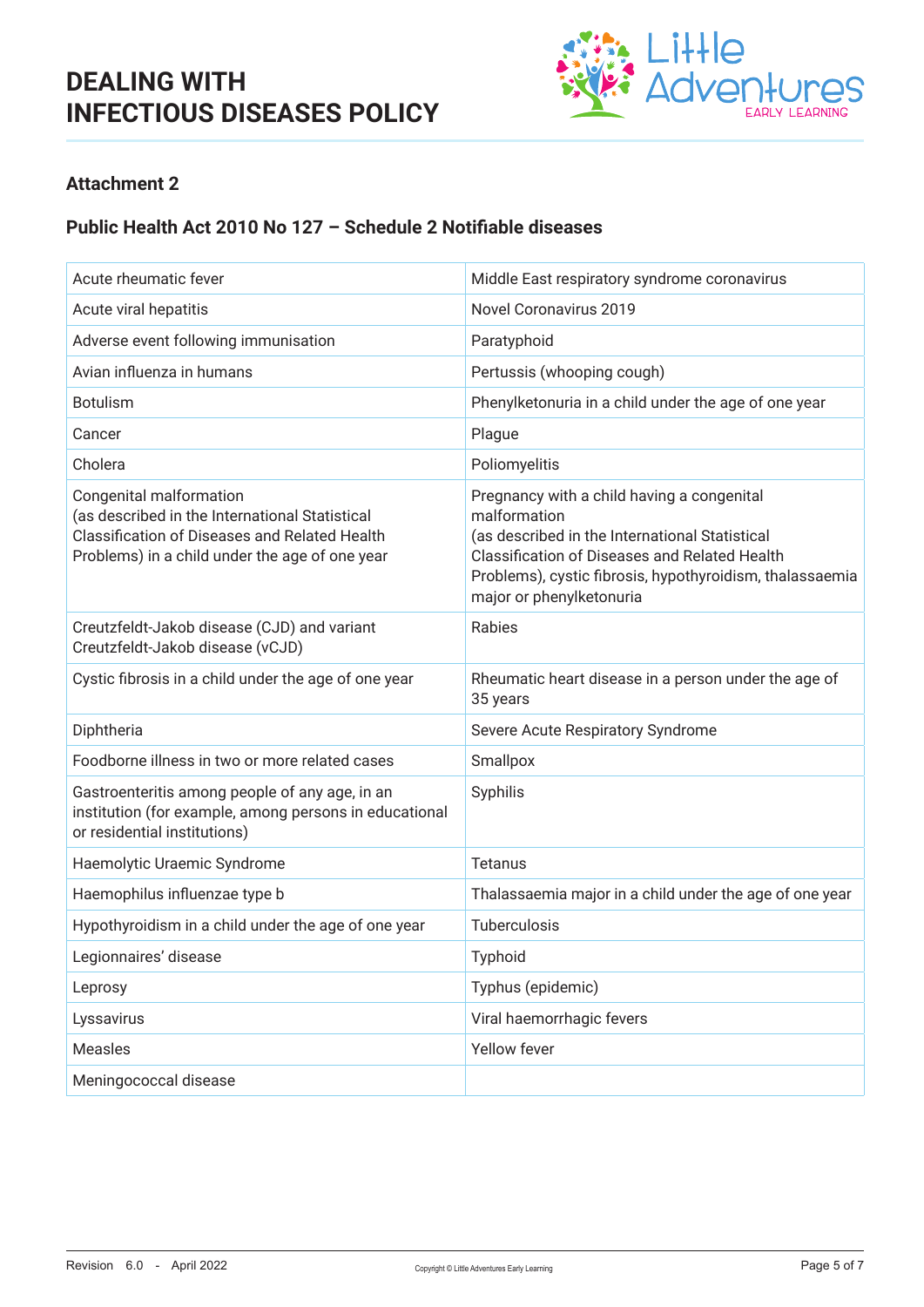# DEALING WITH INFECTIOUS DISEASES POLICY

## Attachment 2

### Public Health Act 2010 No 127 – Schedule 2 Notifiable diseases

| | |
|---|---|
| Acute rheumatic fever | Middle East respiratory syndrome coronavirus |
| Acute viral hepatitis | Novel Coronavirus 2019 |
| Adverse event following immunisation | Paratyphoid |
| Avian influenza in humans | Pertussis (whooping cough) |
| Botulism | Phenylketonuria in a child under the age of one year |
| Cancer | Plague |
| Cholera | Poliomyelitis |
| Congenital malformation (as described in the International Statistical Classification of Diseases and Related Health Problems) in a child under the age of one year | Pregnancy with a child having a congenital malformation (as described in the International Statistical Classification of Diseases and Related Health Problems), cystic fibrosis, hypothyroidism, thalassaemia major or phenylketonuria |
| Creutzfeldt-Jakob disease (CJD) and variant Creutzfeldt-Jakob disease (vCJD) | Rabies |
| Cystic fibrosis in a child under the age of one year | Rheumatic heart disease in a person under the age of 35 years |
| Diphtheria | Severe Acute Respiratory Syndrome |
| Foodborne illness in two or more related cases | Smallpox |
| Gastroenteritis among people of any age, in an institution (for example, among persons in educational or residential institutions) | Syphilis |
| Haemolytic Uraemic Syndrome | Tetanus |
| Haemophilus influenzae type b | Thalassaemia major in a child under the age of one year |
| Hypothyroidism in a child under the age of one year | Tuberculosis |
| Legionnaires' disease | Typhoid |
| Leprosy | Typhus (epidemic) |
| Lyssavirus | Viral haemorrhagic fevers |
| Measles | Yellow fever |
| Meningococcal disease | |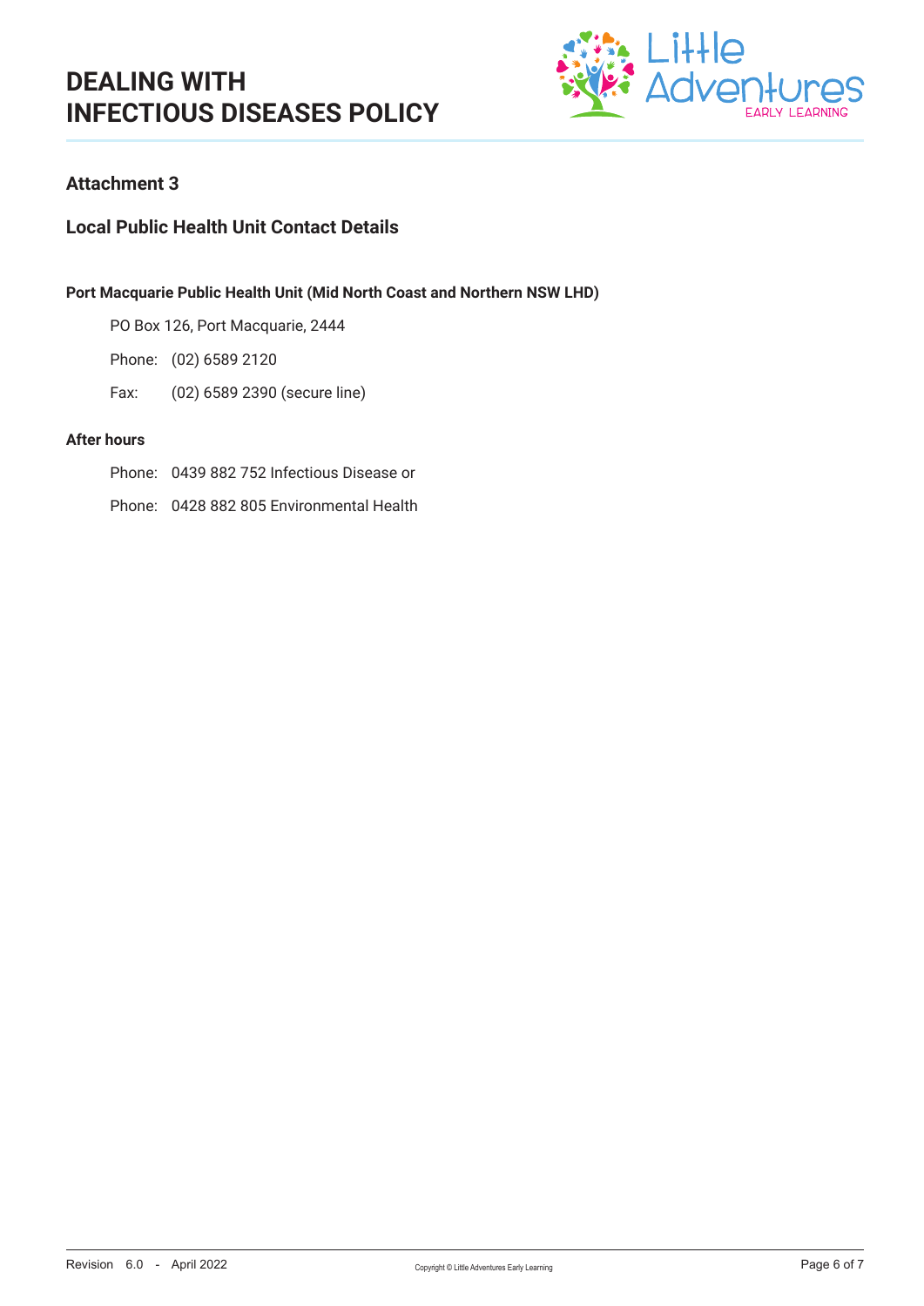## Attachment 3

### Local Public Health Unit Contact Details

**Port Macquarie Public Health Unit (Mid North Coast and Northern NSW LHD)**

PO Box 126, Port Macquarie, 2444

Phone: (02) 6589 2120

Fax: (02) 6589 2390 (secure line)

**After hours**

Phone: 0439 882 752 Infectious Disease or

Phone: 0428 882 805 Environmental Health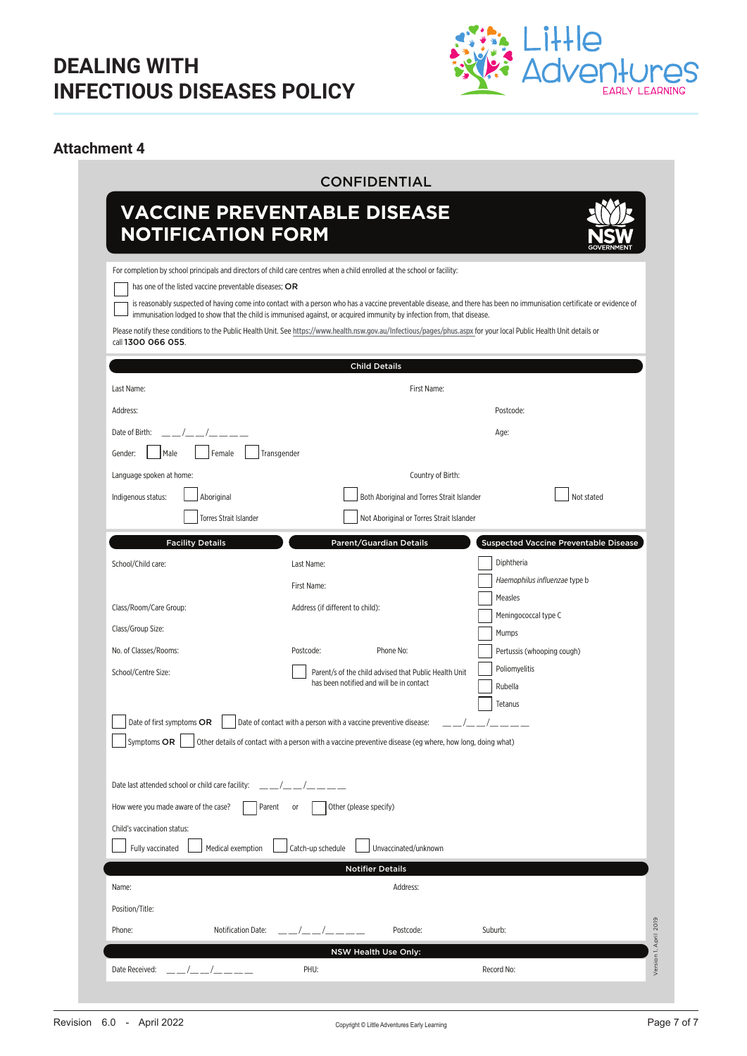# DEALING WITH INFECTIOUS DISEASES POLICY

## Attachment 4

CONFIDENTIAL

# VACCINE PREVENTABLE DISEASE NOTIFICATION FORM

For completion by school principals and directors of child care centres when a child enrolled at the school or facility:

- ☐ has one of the listed vaccine preventable diseases; **OR**
- ☐ is reasonably suspected of having come into contact with a person who has a vaccine preventable disease, and there has been no immunisation certificate or evidence of immunisation lodged to show that the child is immunised against, or acquired immunity by infection from, that disease.

Please notify these conditions to the Public Health Unit. See https://www.health.nsw.gov.au/Infectious/pages/phus.aspx for your local Public Health Unit details or call **1300 066 055**.

### Child Details

Last Name: First Name:

Address: Postcode:

Date of Birth: \_\_/\_\_/\_\_\_\_ Age:

Gender: ☐ Male ☐ Female ☐ Transgender

Language spoken at home: Country of Birth:

Indigenous status: ☐ Aboriginal ☐ Both Aboriginal and Torres Strait Islander ☐ Not stated ☐ Torres Strait Islander ☐ Not Aboriginal or Torres Strait Islander

### Facility Details

School/Child care:

Class/Room/Care Group:

Class/Group Size:

No. of Classes/Rooms:

School/Centre Size:

### Parent/Guardian Details

Last Name:

First Name:

Address (if different to child):

Postcode: Phone No:

☐ Parent/s of the child advised that Public Health Unit has been notified and will be in contact

### Suspected Vaccine Preventable Disease

- ☐ Diphtheria
- ☐ *Haemophilus influenzae* type b
- ☐ Measles
- ☐ Meningococcal type C
- ☐ Mumps
- ☐ Pertussis (whooping cough)
- ☐ Poliomyelitis
- ☐ Rubella
- ☐ Tetanus

☐ Date of first symptoms **OR** ☐ Date of contact with a person with a vaccine preventive disease: \_\_/\_\_/\_\_\_\_

☐ Symptoms **OR** ☐ Other details of contact with a person with a vaccine preventive disease (eg where, how long, doing what)

Date last attended school or child care facility: \_\_/\_\_/\_\_\_\_

How were you made aware of the case? ☐ Parent or ☐ Other (please specify)

Child's vaccination status:

☐ Fully vaccinated ☐ Medical exemption ☐ Catch-up schedule ☐ Unvaccinated/unknown

### Notifier Details

Name: Address:

Position/Title:

Phone: Notification Date: \_\_/\_\_/\_\_\_\_ Postcode: Suburb:

### NSW Health Use Only:

Date Received: \_\_/\_\_/\_\_\_\_ PHU: Record No:

Version 1, April 2019